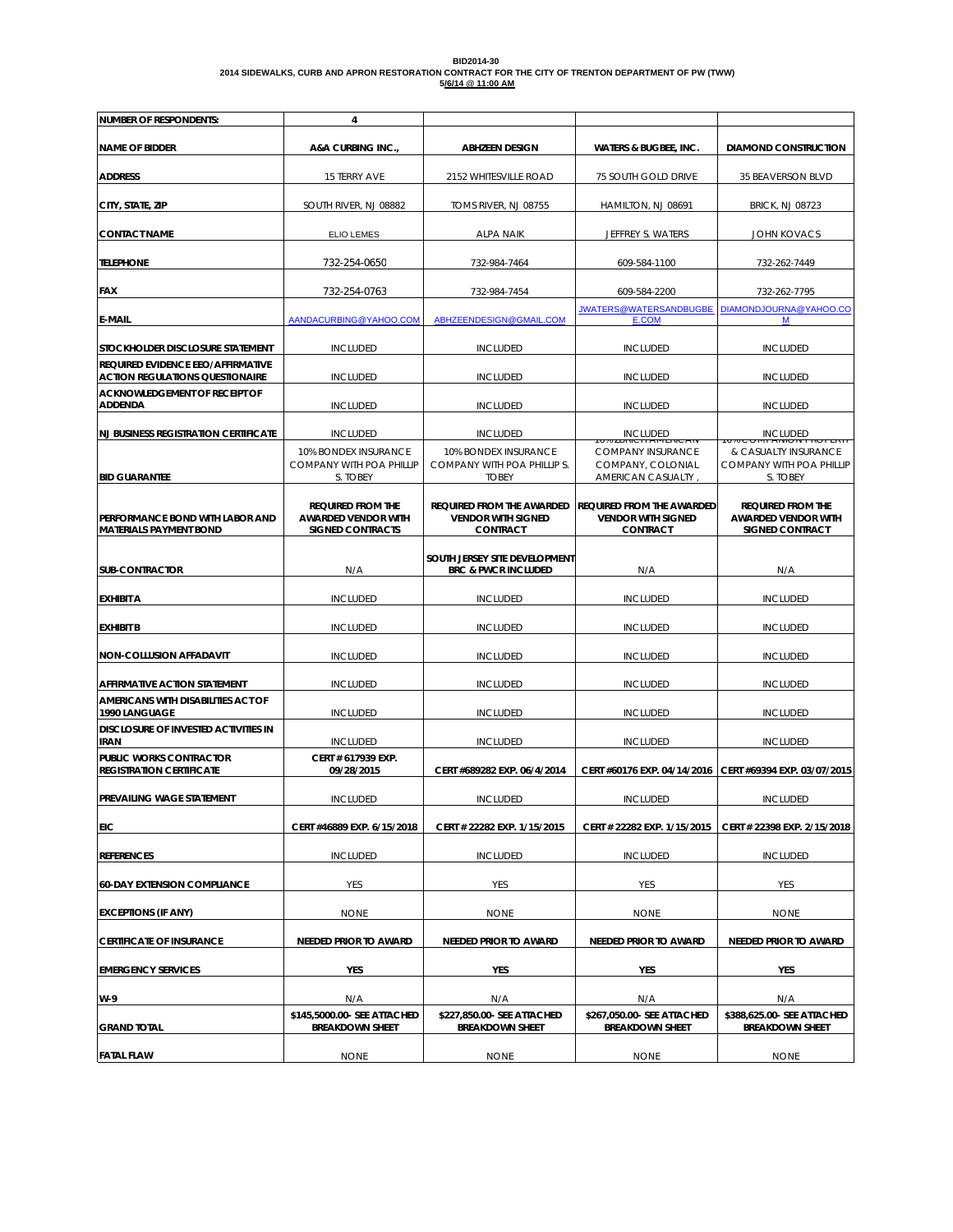**BID2014-30**
**2014 SIDEWALKS, CURB AND APRON RESTORATION CONTRACT FOR THE CITY OF TRENTON DEPARTMENT OF PW (TWW)**
**5/6/14 @ 11:00 AM**

| NUMBER OF RESPONDENTS: | 4 | | | |
|---|---|---|---|---|
| NAME OF BIDDER | A&A CURBING INC., | ABHZEEN DESIGN | WATERS & BUGBEE, INC. | DIAMOND CONSTRUCTION |
| ADDRESS | 15 TERRY AVE | 2152 WHITESVILLE ROAD | 75 SOUTH GOLD DRIVE | 35 BEAVERSON BLVD |
| CITY, STATE, ZIP | SOUTH RIVER, NJ 08882 | TOMS RIVER, NJ 08755 | HAMILTON, NJ 08691 | BRICK, NJ 08723 |
| CONTACT NAME | ELIO LEMES | ALPA NAIK | JEFFREY S. WATERS | JOHN KOVACS |
| TELEPHONE | 732-254-0650 | 732-984-7464 | 609-584-1100 | 732-262-7449 |
| FAX | 732-254-0763 | 732-984-7454 | 609-584-2200 | 732-262-7795 |
| E-MAIL | AANDACURBING@YAHOO.COM | ABHZEENDESIGN@GMAIL.COM | JWATERS@WATERSANDBUGBEE.COM | DIAMONDJOURNA@YAHOO.COM |
| STOCKHOLDER DISCLOSURE STATEMENT | INCLUDED | INCLUDED | INCLUDED | INCLUDED |
| REQUIRED EVIDENCE EEO/AFFIRMATIVE ACTION REGULATIONS QUESTIONAIRE | INCLUDED | INCLUDED | INCLUDED | INCLUDED |
| ACKNOWLEDGEMENT OF RECEIPT OF ADDENDA | INCLUDED | INCLUDED | INCLUDED | INCLUDED |
| NJ BUSINESS REGISTRATION CERTIFICATE | INCLUDED | INCLUDED | INCLUDED | INCLUDED |
| BID GUARANTEE | 10% BONDEX INSURANCE COMPANY WITH POA PHILLIP S. TOBEY | 10% BONDEX INSURANCE COMPANY WITH POA PHILLIP S. TOBEY | 10% ZURICH AMERICAN COMPANY INSURANCE COMPANY, COLONIAL AMERICAN CASUALTY , | 10% COMPANION PROPERTY & CASUALTY INSURANCE COMPANY WITH POA PHILLIP S. TOBEY |
| PERFORMANCE BOND WITH LABOR AND MATERIALS PAYMENT BOND | REQUIRED FROM THE AWARDED VENDOR WITH SIGNED CONTRACTS | REQUIRED FROM THE AWARDED VENDOR WITH SIGNED CONTRACT | REQUIRED FROM THE AWARDED VENDOR WITH SIGNED CONTRACT | REQUIRED FROM THE AWARDED VENDOR WITH SIGNED CONTRACT |
| SUB-CONTRACTOR | N/A | SOUTH JERSEY SITE DEVELOPMENT BRC & PWCR INCLUDED | N/A | N/A |
| EXHIBIT A | INCLUDED | INCLUDED | INCLUDED | INCLUDED |
| EXHIBIT B | INCLUDED | INCLUDED | INCLUDED | INCLUDED |
| NON-COLLUSION AFFADAVIT | INCLUDED | INCLUDED | INCLUDED | INCLUDED |
| AFFIRMATIVE ACTION STATEMENT | INCLUDED | INCLUDED | INCLUDED | INCLUDED |
| AMERICANS WITH DISABILITIES ACT OF 1990 LANGUAGE | INCLUDED | INCLUDED | INCLUDED | INCLUDED |
| DISCLOSURE OF INVESTED ACTIVITIES IN IRAN | INCLUDED | INCLUDED | INCLUDED | INCLUDED |
| PUBLIC WORKS CONTRACTOR REGISTRATION CERTIFICATE | CERT # 617939 EXP. 09/28/2015 | CERT #689282 EXP. 06/4/2014 | CERT #60176 EXP. 04/14/2016 | CERT #69394 EXP. 03/07/2015 |
| PREVAILING WAGE STATEMENT | INCLUDED | INCLUDED | INCLUDED | INCLUDED |
| EIC | CERT #46889 EXP. 6/15/2018 | CERT # 22282 EXP. 1/15/2015 | CERT # 22282 EXP. 1/15/2015 | CERT # 22398 EXP. 2/15/2018 |
| REFERENCES | INCLUDED | INCLUDED | INCLUDED | INCLUDED |
| 60-DAY EXTENSION COMPLIANCE | YES | YES | YES | YES |
| EXCEPTIONS (IF ANY) | NONE | NONE | NONE | NONE |
| CERTIFICATE OF INSURANCE | NEEDED PRIOR TO AWARD | NEEDED PRIOR TO AWARD | NEEDED PRIOR TO AWARD | NEEDED PRIOR TO AWARD |
| EMERGENCY SERVICES | YES | YES | YES | YES |
| W-9 | N/A | N/A | N/A | N/A |
| GRAND TOTAL | $145,5000.00- SEE ATTACHED BREAKDOWN SHEET | $227,850.00- SEE ATTACHED BREAKDOWN SHEET | $267,050.00- SEE ATTACHED BREAKDOWN SHEET | $388,625.00- SEE ATTACHED BREAKDOWN SHEET |
| FATAL FLAW | NONE | NONE | NONE | NONE |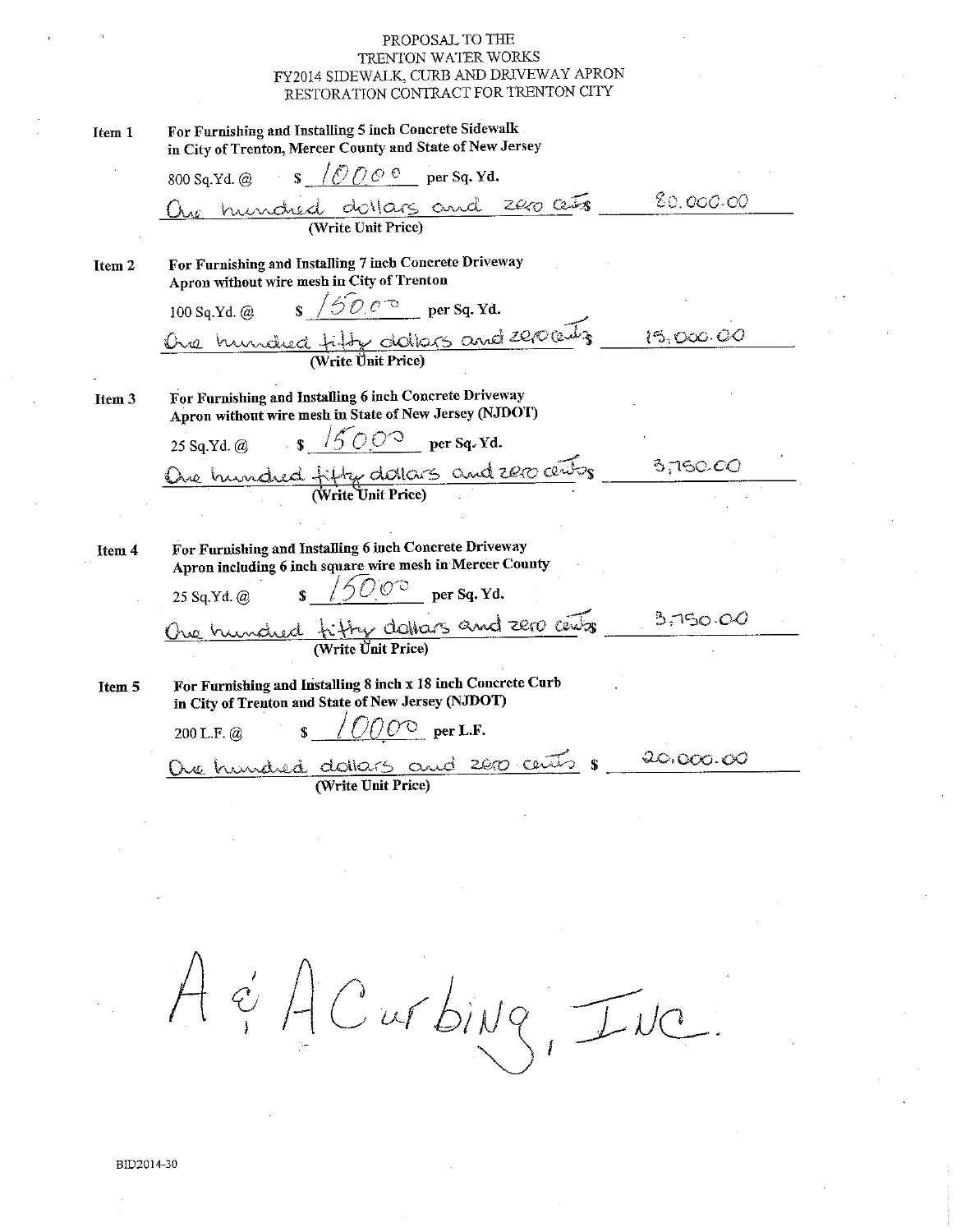PROPOSAL TO THE
TRENTON WATER WORKS
FY2014 SIDEWALK, CURB AND DRIVEWAY APRON
RESTORATION CONTRACT FOR TRENTON CITY

**Item 1** **For Furnishing and Installing 5 inch Concrete Sidewalk in City of Trenton, Mercer County and State of New Jersey**

800 Sq.Yd. @ $ 100.00 per Sq. Yd.

One hundred dollars and zero cents $ 80,000.00
(Write Unit Price)

**Item 2** **For Furnishing and Installing 7 inch Concrete Driveway Apron without wire mesh in City of Trenton**

100 Sq.Yd. @ $ 150.00 per Sq. Yd.

One hundred fifty dollars and zero cents $ 15,000.00
(Write Unit Price)

**Item 3** **For Furnishing and Installing 6 inch Concrete Driveway Apron without wire mesh in State of New Jersey (NJDOT)**

25 Sq.Yd. @ $ 150.00 per Sq. Yd.

One hundred fifty dollars and zero cents $ 3,750.00
(Write Unit Price)

**Item 4** **For Furnishing and Installing 6 inch Concrete Driveway Apron including 6 inch square wire mesh in Mercer County**

25 Sq.Yd. @ $ 150.00 per Sq. Yd.

One hundred fifty dollars and zero cents 3,750.00
(Write Unit Price)

**Item 5** **For Furnishing and Installing 8 inch x 18 inch Concrete Curb in City of Trenton and State of New Jersey (NJDOT)**

200 L.F. @ $ 100.00 per L.F.

One hundred dollars and zero cents $ 20,000.00
(Write Unit Price)

A & A Curbing, Inc.

BID2014-30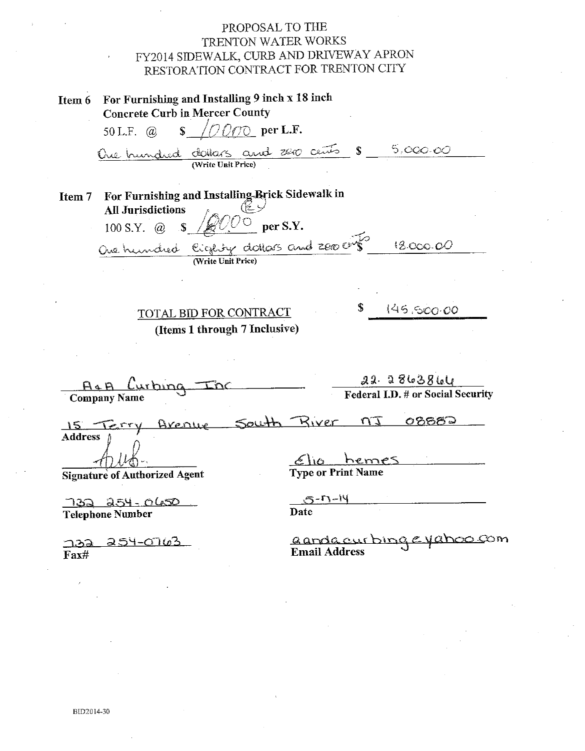PROPOSAL TO THE
TRENTON WATER WORKS
FY2014 SIDEWALK, CURB AND DRIVEWAY APRON
RESTORATION CONTRACT FOR TRENTON CITY

**Item 6 For Furnishing and Installing 9 inch x 18 inch Concrete Curb in Mercer County**

50 L.F. @ $ 100.00 per L.F.

One hundred dollars and zero cents $ 5,000.00
(Write Unit Price)

**Item 7 For Furnishing and Installing Brick Sidewalk in All Jurisdictions**

100 S.Y. @ $ 180.00 per S.Y.

One hundred Eighty dollars and zero cents $ 18,000.00
(Write Unit Price)

TOTAL BID FOR CONTRACT $ 145,500.00
(Items 1 through 7 Inclusive)

A&A Curbing Inc
**Company Name**

22-2863864
**Federal I.D. # or Social Security**

15 Terry Avenue South River NJ 08882
**Address**

[Signature]
**Signature of Authorized Agent**

Elio hemes
**Type or Print Name**

732 254-0650
**Telephone Number**

5-17-14
**Date**

732 254-0763
**Fax#**

aandacurbing@yahoo.com
**Email Address**

BID2014-30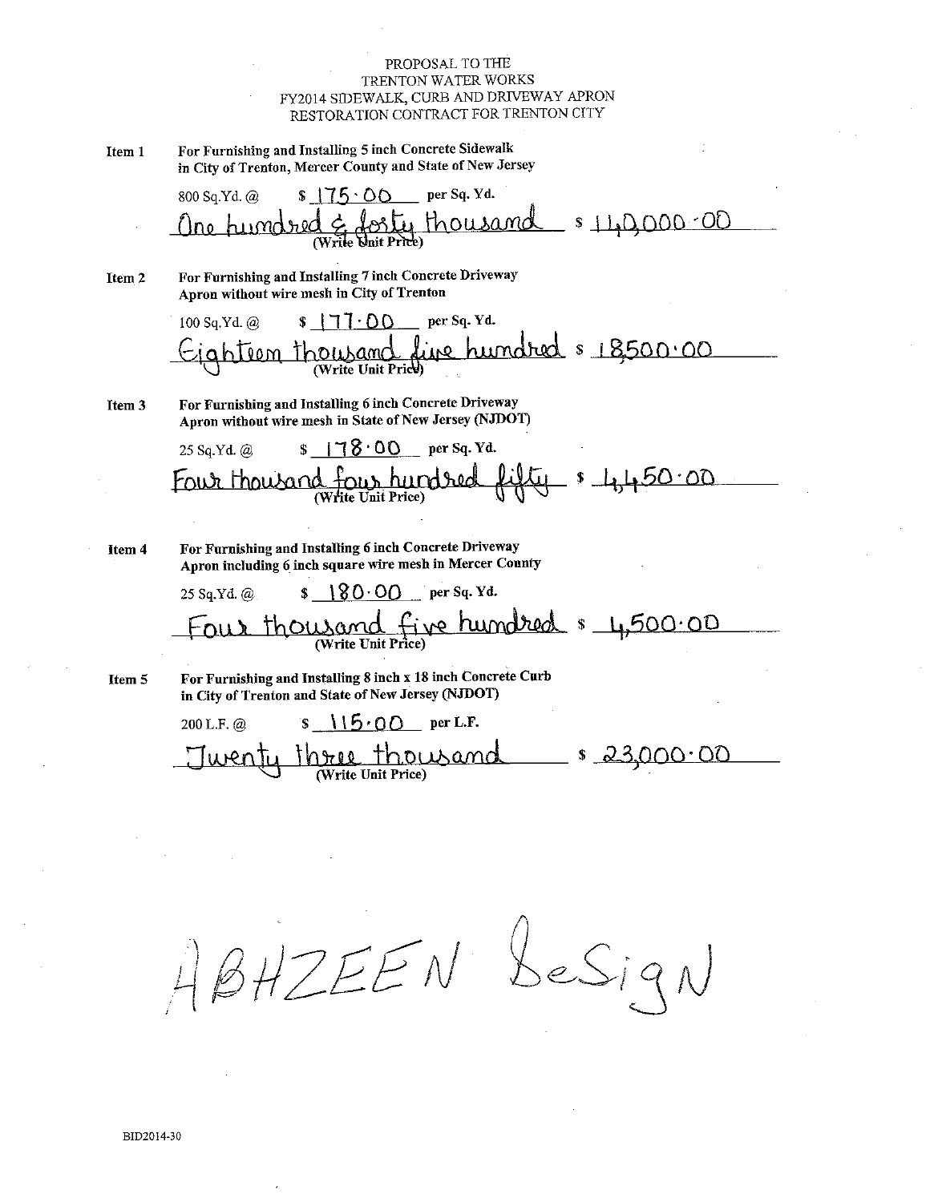PROPOSAL TO THE
TRENTON WATER WORKS
FY2014 SIDEWALK, CURB AND DRIVEWAY APRON
RESTORATION CONTRACT FOR TRENTON CITY

**Item 1** **For Furnishing and Installing 5 inch Concrete Sidewalk in City of Trenton, Mercer County and State of New Jersey**

800 Sq.Yd. @ $ 175.00 per Sq. Yd.

One hundred & forty thousand (Write Unit Price) $ 140,000.00

**Item 2** **For Furnishing and Installing 7 inch Concrete Driveway Apron without wire mesh in City of Trenton**

100 Sq.Yd. @ $ 177.00 per Sq. Yd.

Eighteen thousand five hundred (Write Unit Price) $ 18500.00

**Item 3** **For Furnishing and Installing 6 inch Concrete Driveway Apron without wire mesh in State of New Jersey (NJDOT)**

25 Sq.Yd. @ $ 178.00 per Sq. Yd.

Four thousand four hundred fifty (Write Unit Price) $ 4,450.00

**Item 4** **For Furnishing and Installing 6 inch Concrete Driveway Apron including 6 inch square wire mesh in Mercer County**

25 Sq.Yd. @ $ 180.00 per Sq. Yd.

Four thousand five hundred (Write Unit Price) $ 4,500.00

**Item 5** **For Furnishing and Installing 8 inch x 18 inch Concrete Curb in City of Trenton and State of New Jersey (NJDOT)**

200 L.F. @ $ 115.00 per L.F.

Twenty three thousand (Write Unit Price) $ 23,000.00

ABHZEEN DeSigN

BID2014-30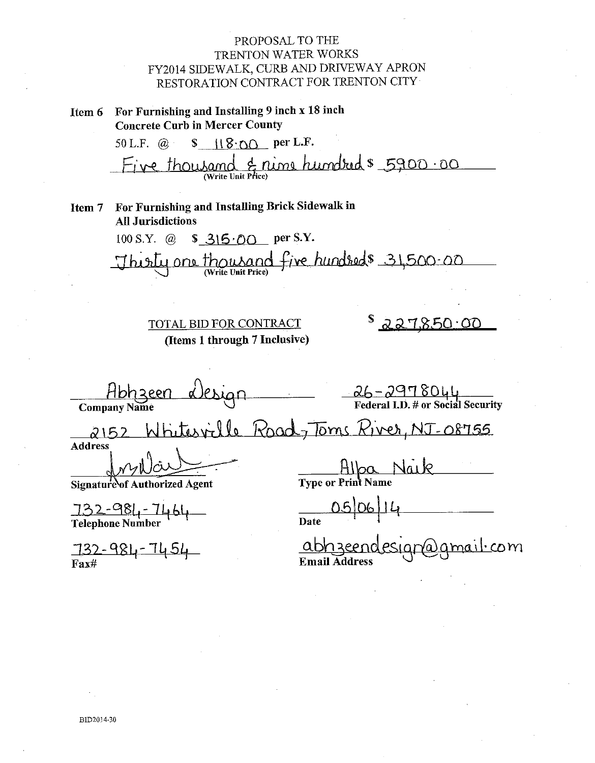PROPOSAL TO THE
TRENTON WATER WORKS
FY2014 SIDEWALK, CURB AND DRIVEWAY APRON
RESTORATION CONTRACT FOR TRENTON CITY

**Item 6 For Furnishing and Installing 9 inch x 18 inch Concrete Curb in Mercer County**

50 L.F. @ $ 118.00 per L.F.

Five thousand & nine hundred $ 5900.00
(Write Unit Price)

**Item 7 For Furnishing and Installing Brick Sidewalk in All Jurisdictions**

100 S.Y. @ $ 315.00 per S.Y.

Thirty one thousand five hundred $ 31,500.00
(Write Unit Price)

TOTAL BID FOR CONTRACT
**(Items 1 through 7 Inclusive)**

$ 227,850.00

Abhzeen Design
**Company Name**

26-2978044
**Federal I.D. # or Social Security**

2152 Whitesville Road, Toms River, NJ-08755
**Address**

(signature)
**Signature of Authorized Agent**

Alpa Naik
**Type or Print Name**

732-984-7464
**Telephone Number**

05/06/14
**Date**

732-984-7454
**Fax#**

abhzeendesign@gmail.com
**Email Address**

BID2014-30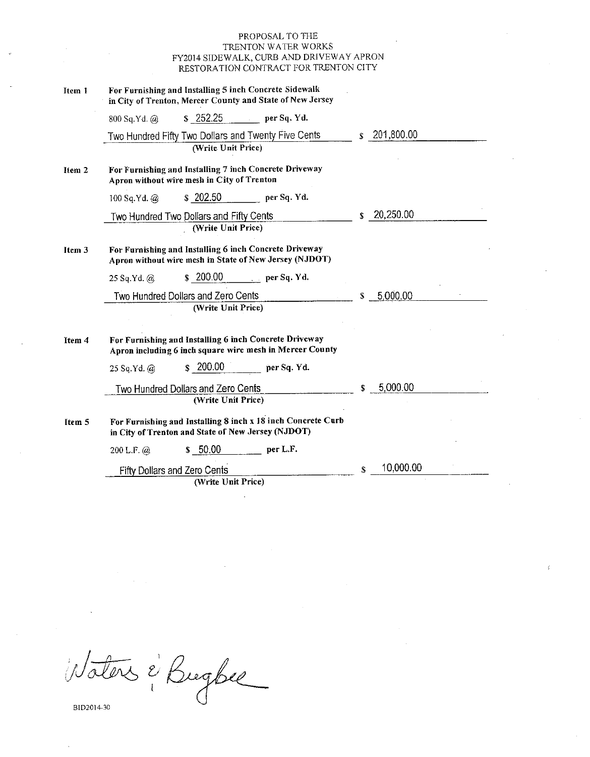PROPOSAL TO THE
TRENTON WATER WORKS
FY2014 SIDEWALK, CURB AND DRIVEWAY APRON
RESTORATION CONTRACT FOR TRENTON CITY

**Item 1** **For Furnishing and Installing 5 inch Concrete Sidewalk in City of Trenton, Mercer County and State of New Jersey**

800 Sq.Yd. @ $ 252.25 **per Sq. Yd.**

Two Hundred Fifty Two Dollars and Twenty Five Cents — $ 201,800.00
**(Write Unit Price)**

**Item 2** **For Furnishing and Installing 7 inch Concrete Driveway Apron without wire mesh in City of Trenton**

100 Sq.Yd. @ $ 202.50 **per Sq. Yd.**

Two Hundred Two Dollars and Fifty Cents — $ 20,250.00
**(Write Unit Price)**

**Item 3** **For Furnishing and Installing 6 inch Concrete Driveway Apron without wire mesh in State of New Jersey (NJDOT)**

25 Sq.Yd. @ $ 200.00 **per Sq. Yd.**

Two Hundred Dollars and Zero Cents — $ 5,000.00
**(Write Unit Price)**

**Item 4** **For Furnishing and Installing 6 inch Concrete Driveway Apron including 6 inch square wire mesh in Mercer County**

25 Sq.Yd. @ $ 200.00 **per Sq. Yd.**

Two Hundred Dollars and Zero Cents — $ 5,000.00
**(Write Unit Price)**

**Item 5** **For Furnishing and Installing 8 inch x 18 inch Concrete Curb in City of Trenton and State of New Jersey (NJDOT)**

200 L.F. @ $ 50.00 **per L.F.**

Fifty Dollars and Zero Cents — $ 10,000.00
**(Write Unit Price)**

Waters & Bugbee

BID2014-30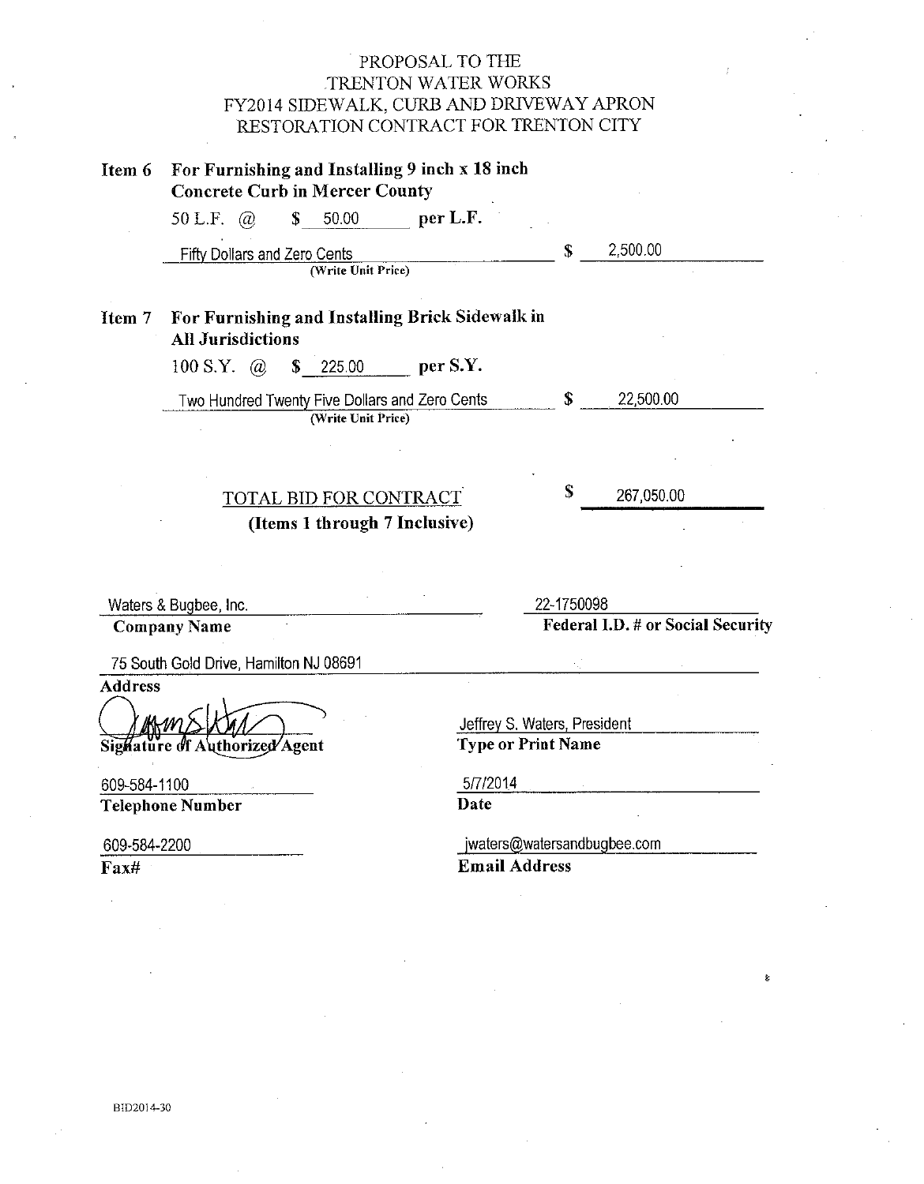# PROPOSAL TO THE TRENTON WATER WORKS FY2014 SIDEWALK, CURB AND DRIVEWAY APRON RESTORATION CONTRACT FOR TRENTON CITY

**Item 6 For Furnishing and Installing 9 inch x 18 inch Concrete Curb in Mercer County**

50 L.F. @ $ 50.00 per L.F.

Fifty Dollars and Zero Cents — $ 2,500.00
(Write Unit Price)

**Item 7 For Furnishing and Installing Brick Sidewalk in All Jurisdictions**

100 S.Y. @ $ 225.00 per S.Y.

Two Hundred Twenty Five Dollars and Zero Cents — $ 22,500.00
(Write Unit Price)

TOTAL BID FOR CONTRACT — $ 267,050.00
**(Items 1 through 7 Inclusive)**

**Company Name:** Waters & Bugbee, Inc.

**Federal I.D. # or Social Security:** 22-1750098

**Address:** 75 South Gold Drive, Hamilton NJ 08691

**Signature of Authorized Agent:** (signed)

**Type or Print Name:** Jeffrey S. Waters, President

**Telephone Number:** 609-584-1100

**Date:** 5/7/2014

**Fax#:** 609-584-2200

**Email Address:** jwaters@watersandbugbee.com

BID2014-30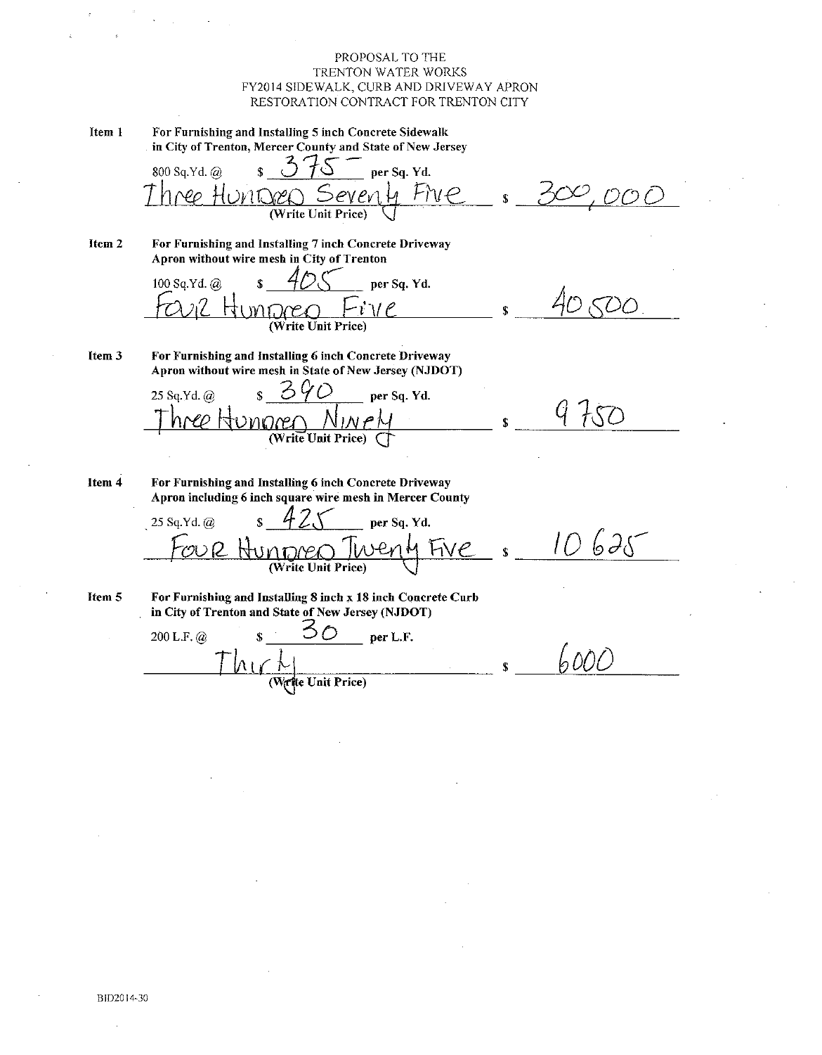PROPOSAL TO THE
TRENTON WATER WORKS
FY2014 SIDEWALK, CURB AND DRIVEWAY APRON
RESTORATION CONTRACT FOR TRENTON CITY

**Item 1** **For Furnishing and Installing 5 inch Concrete Sidewalk in City of Trenton, Mercer County and State of New Jersey**

800 Sq.Yd. @ $ 375 per Sq. Yd.

Three Hundred Seventy Five (Write Unit Price) $ 300,000

**Item 2** **For Furnishing and Installing 7 inch Concrete Driveway Apron without wire mesh in City of Trenton**

100 Sq.Yd. @ $ 405 per Sq. Yd.

Four Hundred Five (Write Unit Price) $ 40,500

**Item 3** **For Furnishing and Installing 6 inch Concrete Driveway Apron without wire mesh in State of New Jersey (NJDOT)**

25 Sq.Yd. @ $ 390 per Sq. Yd.

Three Hundred Ninety (Write Unit Price) $ 9750

**Item 4** **For Furnishing and Installing 6 inch Concrete Driveway Apron including 6 inch square wire mesh in Mercer County**

25 Sq.Yd. @ $ 425 per Sq. Yd.

Four Hundred Twenty Five (Write Unit Price) $ 10625

**Item 5** **For Furnishing and Installing 8 inch x 18 inch Concrete Curb in City of Trenton and State of New Jersey (NJDOT)**

200 L.F. @ $ 30 per L.F.

Thirty (Write Unit Price) $ 6000

BID2014-30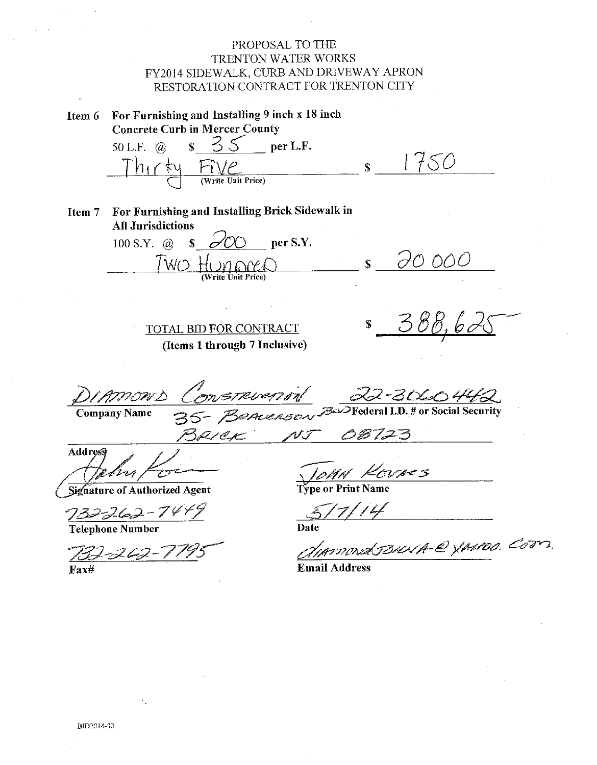PROPOSAL TO THE
TRENTON WATER WORKS
FY2014 SIDEWALK, CURB AND DRIVEWAY APRON
RESTORATION CONTRACT FOR TRENTON CITY

**Item 6 For Furnishing and Installing 9 inch x 18 inch Concrete Curb in Mercer County**

50 L.F. @ $ 35 per L.F.

Thirty Five (Write Unit Price) $ 1750

**Item 7 For Furnishing and Installing Brick Sidewalk in All Jurisdictions**

100 S.Y. @ $ 200 per S.Y.

Two Hundred (Write Unit Price) $ 20 000

TOTAL BID FOR CONTRACT
**(Items 1 through 7 Inclusive)** $ 388,625

DIAMOND CONSTRUCTION — **Company Name**

22-3060442 — **Federal I.D. # or Social Security**

35- BEAVERSON BLVD
BRICK NJ 08723

**Address**

[signature]
**Signature of Authorized Agent**

JOHN KOVACS
**Type or Print Name**

732-262-7449
**Telephone Number**

5/7/14
**Date**

732-262-7795
**Fax#**

DIAMONDJOHNA@YAHOO.COM
**Email Address**

BID2014-30